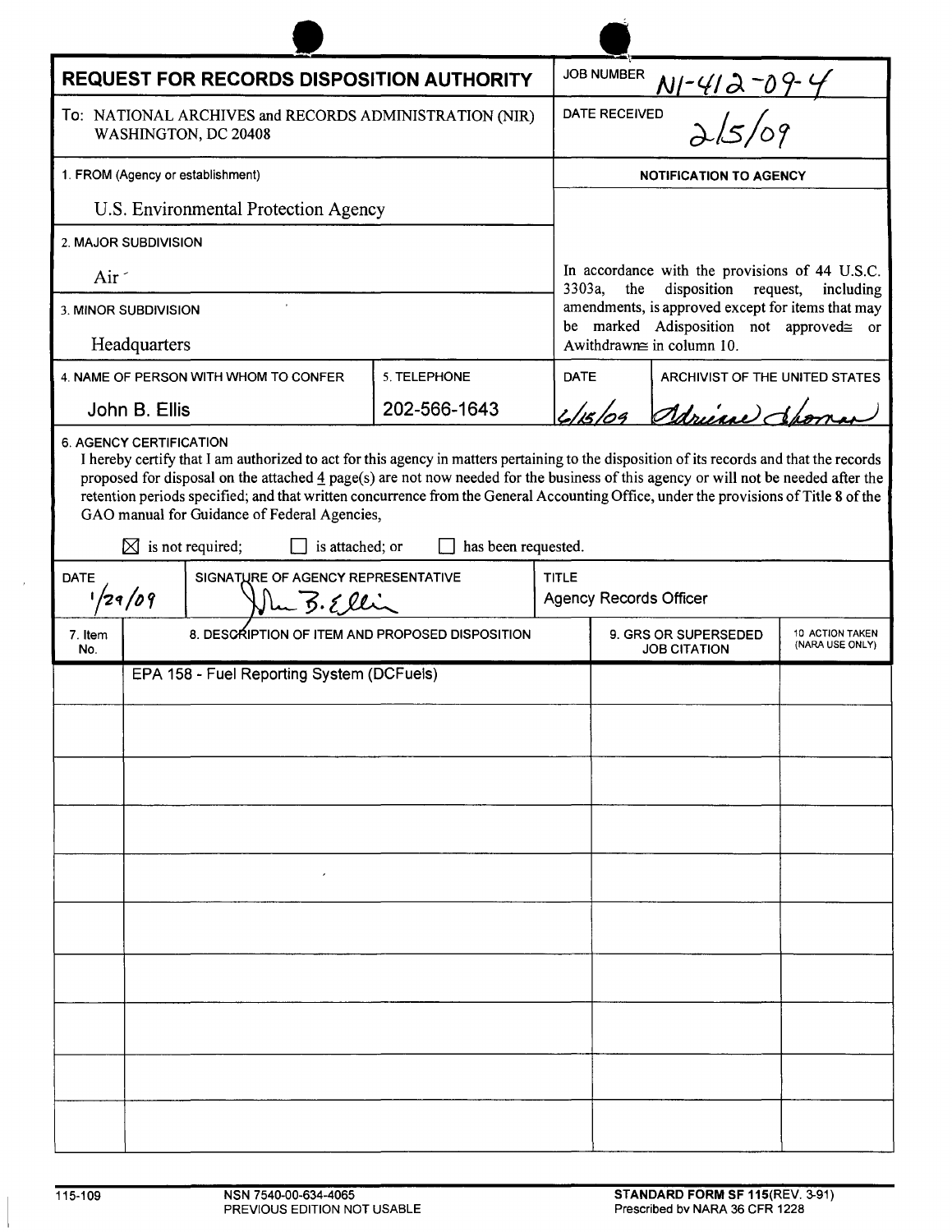# REQUEST FOR RECORDS DISPOSITION AUTHORITY

**JOB NUMBER** N1-412-09-4

**DATE RECEIVED** 2/5/09

To: NATIONAL ARCHIVES and RECORDS ADMINISTRATION (NIR)
WASHINGTON, DC 20408

1. FROM (Agency or establishment)

U.S. Environmental Protection Agency

2. MAJOR SUBDIVISION

Air

3. MINOR SUBDIVISION

Headquarters

4. NAME OF PERSON WITH WHOM TO CONFER

John B. Ellis

5. TELEPHONE

202-566-1643

**NOTIFICATION TO AGENCY**

In accordance with the provisions of 44 U.S.C. 3303a, the disposition request, including amendments, is approved except for items that may be marked Adisposition not approved≅ or Awithdrawn≅ in column 10.

DATE: 6/15/09

ARCHIVIST OF THE UNITED STATES: Adrienne Thomas

6. AGENCY CERTIFICATION

I hereby certify that I am authorized to act for this agency in matters pertaining to the disposition of its records and that the records proposed for disposal on the attached 4 page(s) are not now needed for the business of this agency or will not be needed after the retention periods specified; and that written concurrence from the General Accounting Office, under the provisions of Title 8 of the GAO manual for Guidance of Federal Agencies,

☒ is not required; ☐ is attached; or ☐ has been requested.

| DATE | SIGNATURE OF AGENCY REPRESENTATIVE | TITLE |
|---|---|---|
| 1/29/09 | John B. Ellis | Agency Records Officer |

| 7. Item No. | 8. DESCRIPTION OF ITEM AND PROPOSED DISPOSITION | 9. GRS OR SUPERSEDED JOB CITATION | 10 ACTION TAKEN (NARA USE ONLY) |
|---|---|---|---|
| | EPA 158 - Fuel Reporting System (DCFuels) | | |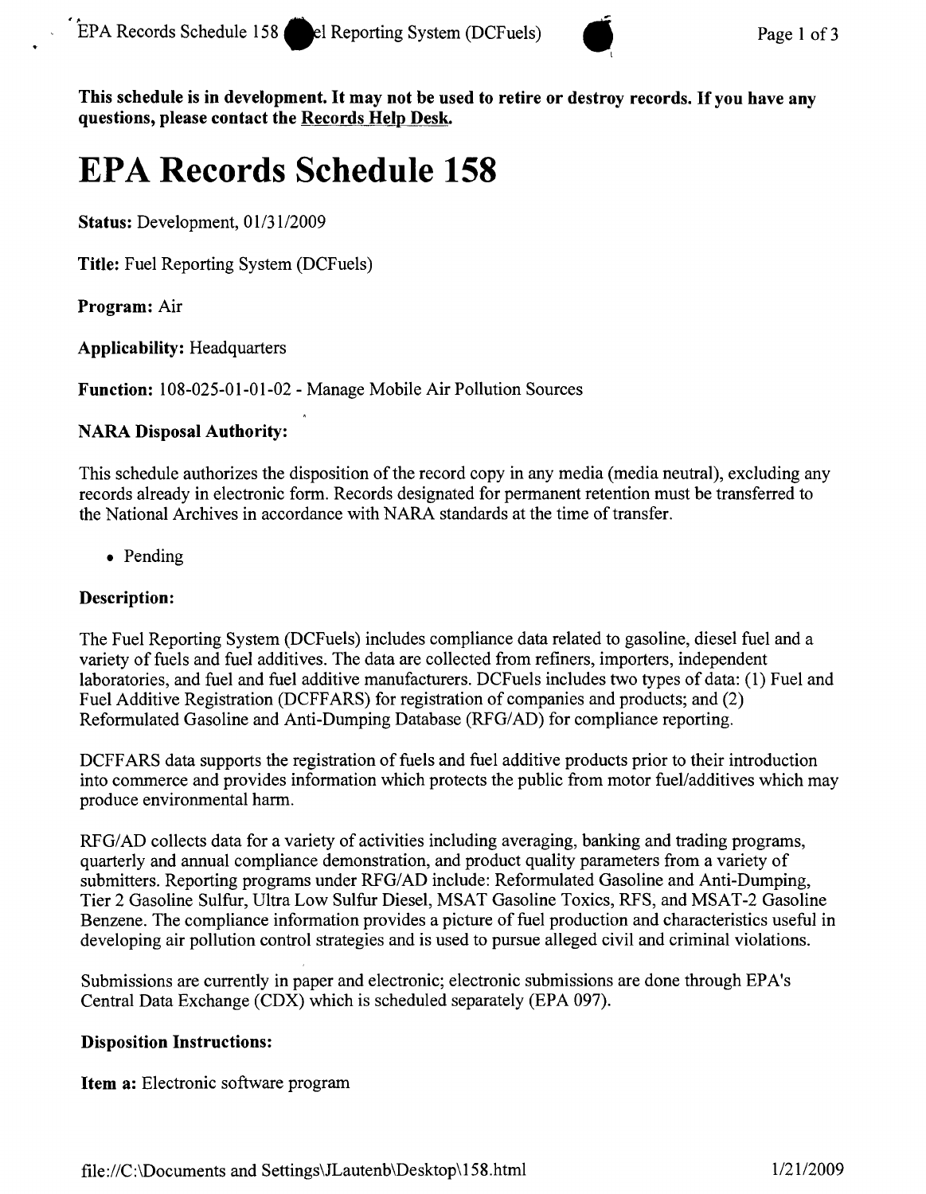**This schedule is in development. It may not be used to retire or destroy records. If you have any questions, please contact the Records Help Desk.**

# EPA Records Schedule 158

**Status:** Development, 01/31/2009

**Title:** Fuel Reporting System (DCFuels)

**Program:** Air

**Applicability:** Headquarters

**Function:** 108-025-01-01-02 - Manage Mobile Air Pollution Sources

**NARA Disposal Authority:**

This schedule authorizes the disposition of the record copy in any media (media neutral), excluding any records already in electronic form. Records designated for permanent retention must be transferred to the National Archives in accordance with NARA standards at the time of transfer.

- Pending

**Description:**

The Fuel Reporting System (DCFuels) includes compliance data related to gasoline, diesel fuel and a variety of fuels and fuel additives. The data are collected from refiners, importers, independent laboratories, and fuel and fuel additive manufacturers. DCFuels includes two types of data: (1) Fuel and Fuel Additive Registration (DCFFARS) for registration of companies and products; and (2) Reformulated Gasoline and Anti-Dumping Database (RFG/AD) for compliance reporting.

DCFFARS data supports the registration of fuels and fuel additive products prior to their introduction into commerce and provides information which protects the public from motor fuel/additives which may produce environmental harm.

RFG/AD collects data for a variety of activities including averaging, banking and trading programs, quarterly and annual compliance demonstration, and product quality parameters from a variety of submitters. Reporting programs under RFG/AD include: Reformulated Gasoline and Anti-Dumping, Tier 2 Gasoline Sulfur, Ultra Low Sulfur Diesel, MSAT Gasoline Toxics, RFS, and MSAT-2 Gasoline Benzene. The compliance information provides a picture of fuel production and characteristics useful in developing air pollution control strategies and is used to pursue alleged civil and criminal violations.

Submissions are currently in paper and electronic; electronic submissions are done through EPA's Central Data Exchange (CDX) which is scheduled separately (EPA 097).

**Disposition Instructions:**

**Item a:** Electronic software program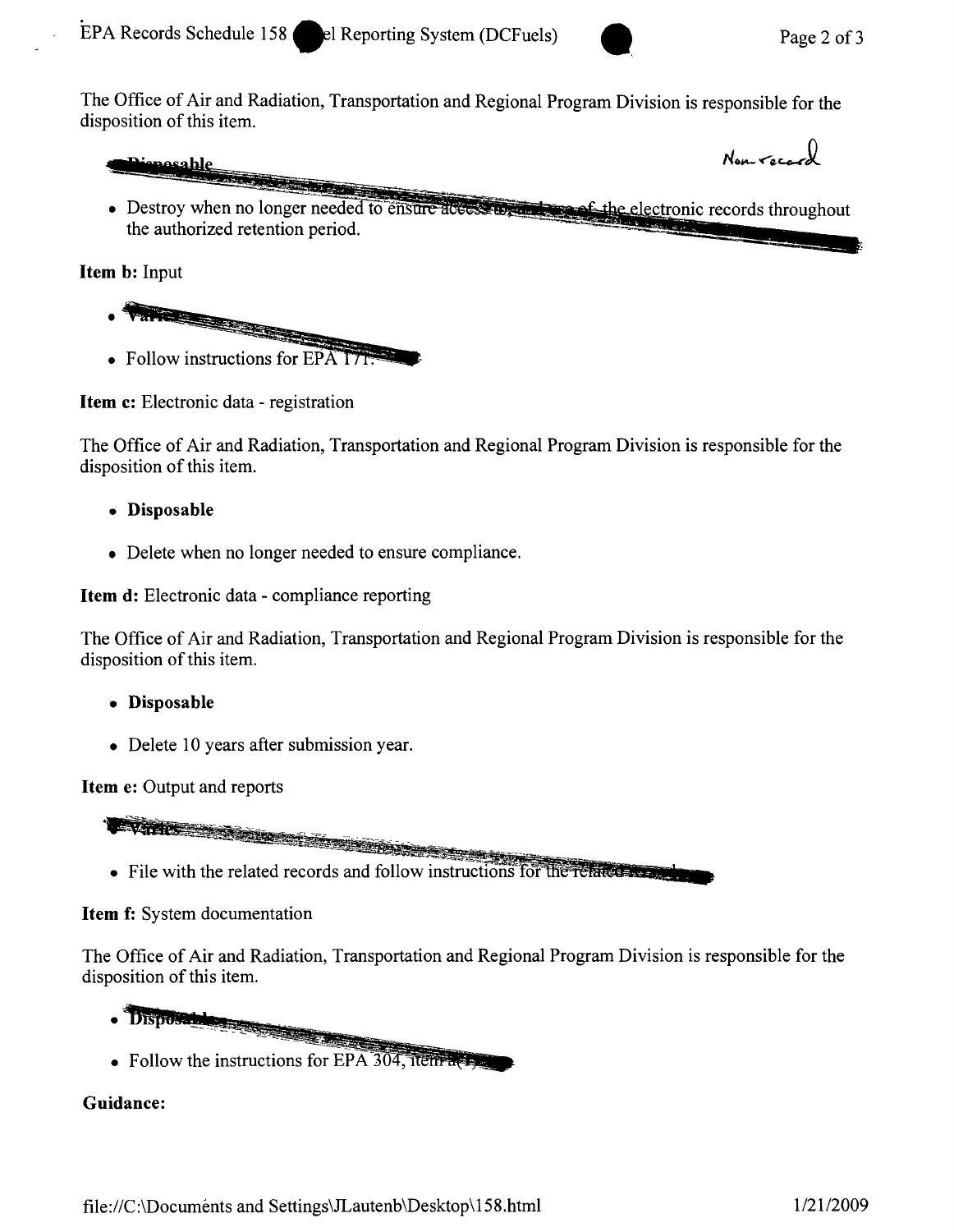The Office of Air and Radiation, Transportation and Regional Program Division is responsible for the disposition of this item.

- **Disposable**

Non-record

- Destroy when no longer needed to ensure access to and use of the electronic records throughout the authorized retention period.

**Item b:** Input

- Varies
- Follow instructions for EPA 171.

**Item c:** Electronic data - registration

The Office of Air and Radiation, Transportation and Regional Program Division is responsible for the disposition of this item.

- **Disposable**
- Delete when no longer needed to ensure compliance.

**Item d:** Electronic data - compliance reporting

The Office of Air and Radiation, Transportation and Regional Program Division is responsible for the disposition of this item.

- **Disposable**
- Delete 10 years after submission year.

**Item e:** Output and reports

- Varies
- File with the related records and follow instructions for the related records.

**Item f:** System documentation

The Office of Air and Radiation, Transportation and Regional Program Division is responsible for the disposition of this item.

- Disposable
- Follow the instructions for EPA 304, item a(1).

**Guidance:**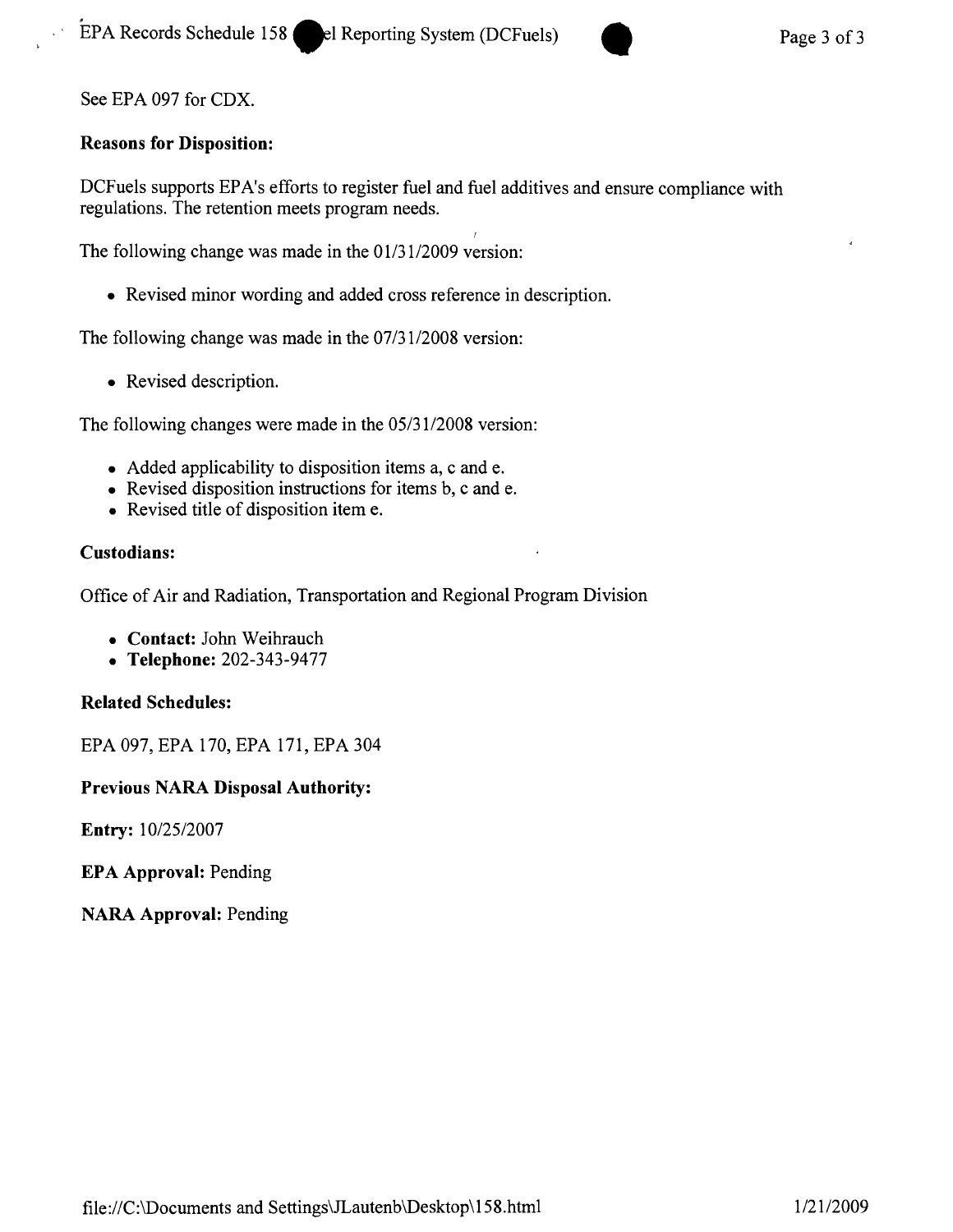See EPA 097 for CDX.

**Reasons for Disposition:**

DCFuels supports EPA's efforts to register fuel and fuel additives and ensure compliance with regulations. The retention meets program needs.

The following change was made in the 01/31/2009 version:

- Revised minor wording and added cross reference in description.

The following change was made in the 07/31/2008 version:

- Revised description.

The following changes were made in the 05/31/2008 version:

- Added applicability to disposition items a, c and e.
- Revised disposition instructions for items b, c and e.
- Revised title of disposition item e.

**Custodians:**

Office of Air and Radiation, Transportation and Regional Program Division

- **Contact:** John Weihrauch
- **Telephone:** 202-343-9477

**Related Schedules:**

EPA 097, EPA 170, EPA 171, EPA 304

**Previous NARA Disposal Authority:**

**Entry:** 10/25/2007

**EPA Approval:** Pending

**NARA Approval:** Pending